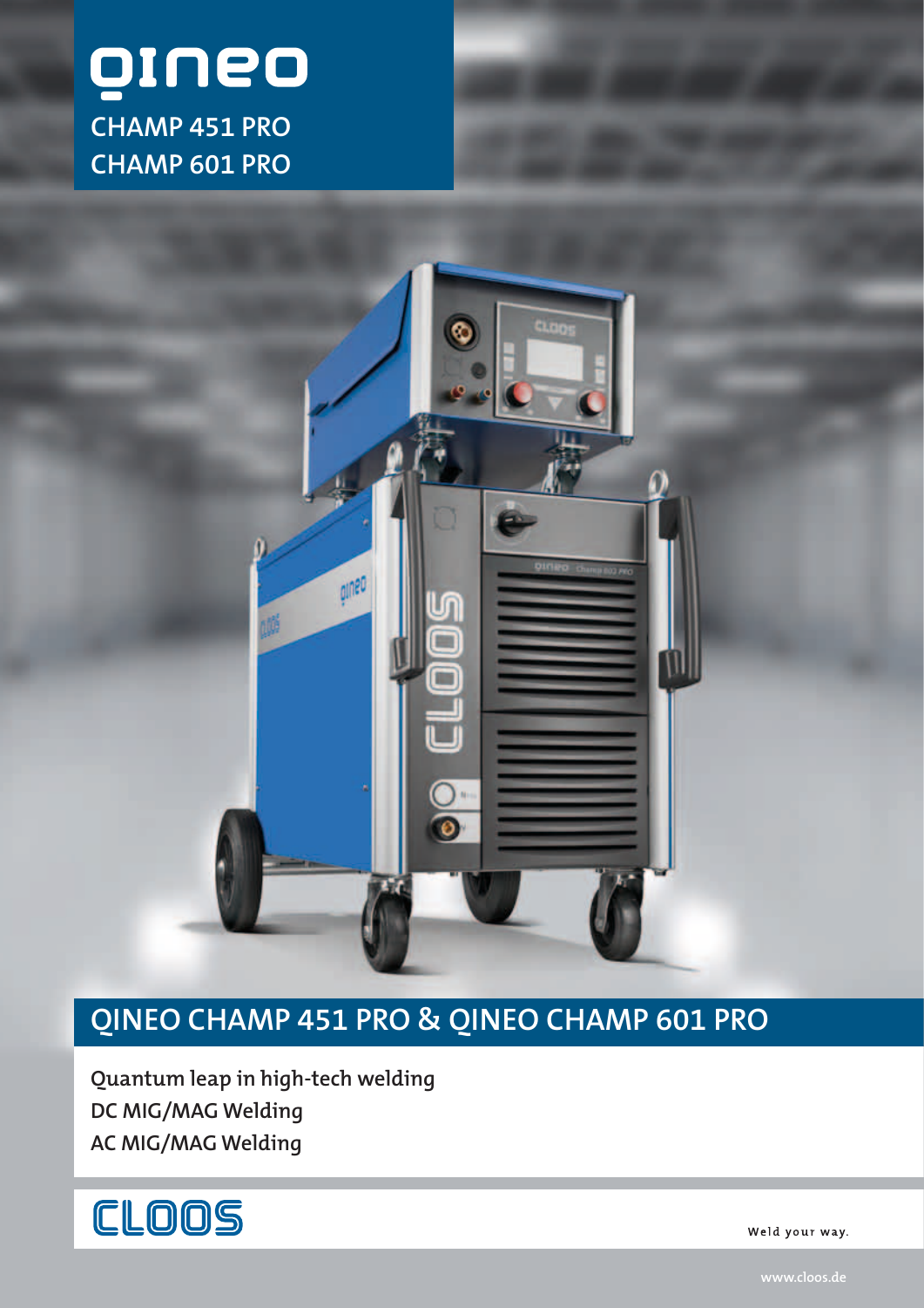# qineo

CHAMP 451 PRO

CHAMP 601 PRO

## QINEO CHAMP 451 PRO & QINEO CHAMP 601 PRO

**Quantum leap in high-tech welding**

**DC MIG/MAG Welding**

**AC MIG/MAG Welding**

CLOOS

Weld your way.

www.cloos.de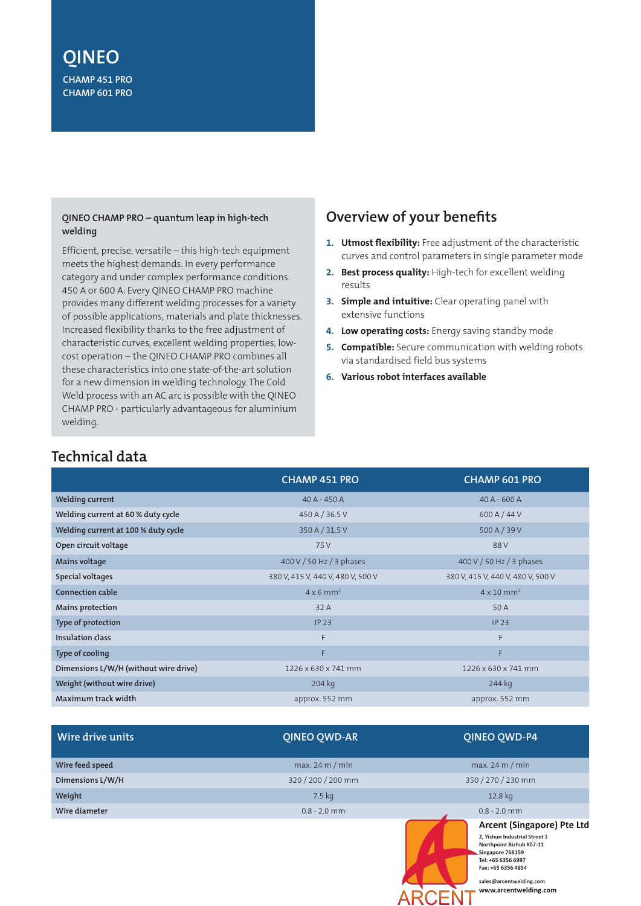# QINEO

CHAMP 451 PRO
CHAMP 601 PRO

**QINEO CHAMP PRO – quantum leap in high-tech welding**

Efficient, precise, versatile – this high-tech equipment meets the highest demands. In every performance category and under complex performance conditions. 450 A or 600 A: Every QINEO CHAMP PRO machine provides many different welding processes for a variety of possible applications, materials and plate thicknesses. Increased flexibility thanks to the free adjustment of characteristic curves, excellent welding properties, low-cost operation – the QINEO CHAMP PRO combines all these characteristics into one state-of-the-art solution for a new dimension in welding technology. The Cold Weld process with an AC arc is possible with the QINEO CHAMP PRO - particularly advantageous for aluminium welding.

## Overview of your benefits

1. **Utmost flexibility:** Free adjustment of the characteristic curves and control parameters in single parameter mode
2. **Best process quality:** High-tech for excellent welding results
3. **Simple and intuitive:** Clear operating panel with extensive functions
4. **Low operating costs:** Energy saving standby mode
5. **Compatible:** Secure communication with welding robots via standardised field bus systems
6. **Various robot interfaces available**

## Technical data

| | CHAMP 451 PRO | CHAMP 601 PRO |
|---|---|---|
| **Welding current** | 40 A - 450 A | 40 A - 600 A |
| **Welding current at 60 % duty cycle** | 450 A / 36.5 V | 600 A / 44 V |
| **Welding current at 100 % duty cycle** | 350 A / 31.5 V | 500 A / 39 V |
| **Open circuit voltage** | 75 V | 88 V |
| **Mains voltage** | 400 V / 50 Hz / 3 phases | 400 V / 50 Hz / 3 phases |
| **Special voltages** | 380 V, 415 V, 440 V, 480 V, 500 V | 380 V, 415 V, 440 V, 480 V, 500 V |
| **Connection cable** | 4 x 6 mm² | 4 x 10 mm² |
| **Mains protection** | 32 A | 50 A |
| **Type of protection** | IP 23 | IP 23 |
| **Insulation class** | F | F |
| **Type of cooling** | F | F |
| **Dimensions L/W/H (without wire drive)** | 1226 x 630 x 741 mm | 1226 x 630 x 741 mm |
| **Weight (without wire drive)** | 204 kg | 244 kg |
| **Maximum track width** | approx. 552 mm | approx. 552 mm |

| Wire drive units | QINEO QWD-AR | QINEO QWD-P4 |
|---|---|---|
| **Wire feed speed** | max. 24 m / min | max. 24 m / min |
| **Dimensions L/W/H** | 320 / 200 / 200 mm | 350 / 270 / 230 mm |
| **Weight** | 7.5 kg | 12.8 kg |
| **Wire diameter** | 0.8 - 2.0 mm | 0.8 - 2.0 mm |

ARCENT

**Arcent (Singapore) Pte Ltd**
2, Yishun Industrial Street 1
Northpoint Bizhub #07-11
Singapore 768159
Tel: +65 6356 6997
Fax: +65 6356 4854

sales@arcentwelding.com
www.arcentwelding.com